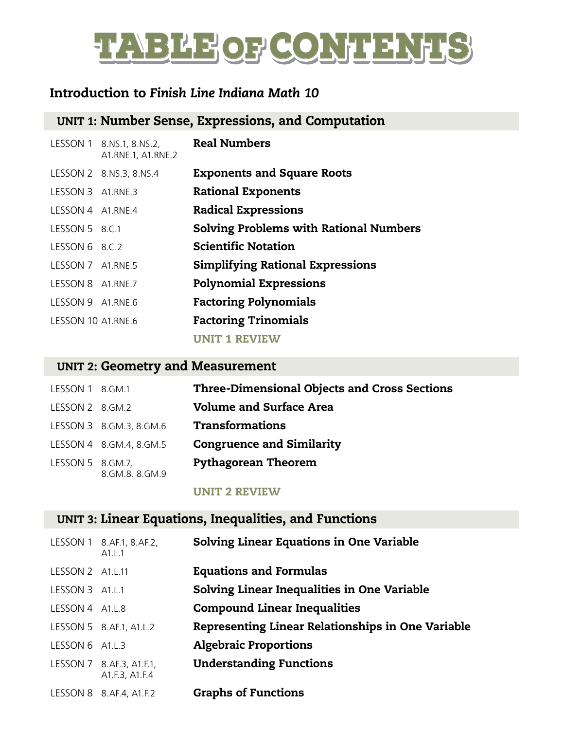# TABLE OF CONTENTS

## Introduction to *Finish Line Indiana Math 10*

## UNIT 1: Number Sense, Expressions, and Computation

| Lesson | Standards | Title |
|---|---|---|
| LESSON 1 | 8.NS.1, 8.NS.2, A1.RNE.1, A1.RNE.2 | **Real Numbers** |
| LESSON 2 | 8.NS.3, 8.NS.4 | **Exponents and Square Roots** |
| LESSON 3 | A1.RNE.3 | **Rational Exponents** |
| LESSON 4 | A1.RNE.4 | **Radical Expressions** |
| LESSON 5 | 8.C.1 | **Solving Problems with Rational Numbers** |
| LESSON 6 | 8.C.2 | **Scientific Notation** |
| LESSON 7 | A1.RNE.5 | **Simplifying Rational Expressions** |
| LESSON 8 | A1.RNE.7 | **Polynomial Expressions** |
| LESSON 9 | A1.RNE.6 | **Factoring Polynomials** |
| LESSON 10 | A1.RNE.6 | **Factoring Trinomials** |
| | | **UNIT 1 REVIEW** |

## UNIT 2: Geometry and Measurement

| Lesson | Standards | Title |
|---|---|---|
| LESSON 1 | 8.GM.1 | **Three-Dimensional Objects and Cross Sections** |
| LESSON 2 | 8.GM.2 | **Volume and Surface Area** |
| LESSON 3 | 8.GM.3, 8.GM.6 | **Transformations** |
| LESSON 4 | 8.GM.4, 8.GM.5 | **Congruence and Similarity** |
| LESSON 5 | 8.GM.7, 8.GM.8. 8.GM.9 | **Pythagorean Theorem** |
| | | **UNIT 2 REVIEW** |

## UNIT 3: Linear Equations, Inequalities, and Functions

| Lesson | Standards | Title |
|---|---|---|
| LESSON 1 | 8.AF.1, 8.AF.2, A1.L.1 | **Solving Linear Equations in One Variable** |
| LESSON 2 | A1.L.11 | **Equations and Formulas** |
| LESSON 3 | A1.L.1 | **Solving Linear Inequalities in One Variable** |
| LESSON 4 | A1.L.8 | **Compound Linear Inequalities** |
| LESSON 5 | 8.AF.1, A1.L.2 | **Representing Linear Relationships in One Variable** |
| LESSON 6 | A1.L.3 | **Algebraic Proportions** |
| LESSON 7 | 8.AF.3, A1.F.1, A1.F.3, A1.F.4 | **Understanding Functions** |
| LESSON 8 | 8.AF.4, A1.F.2 | **Graphs of Functions** |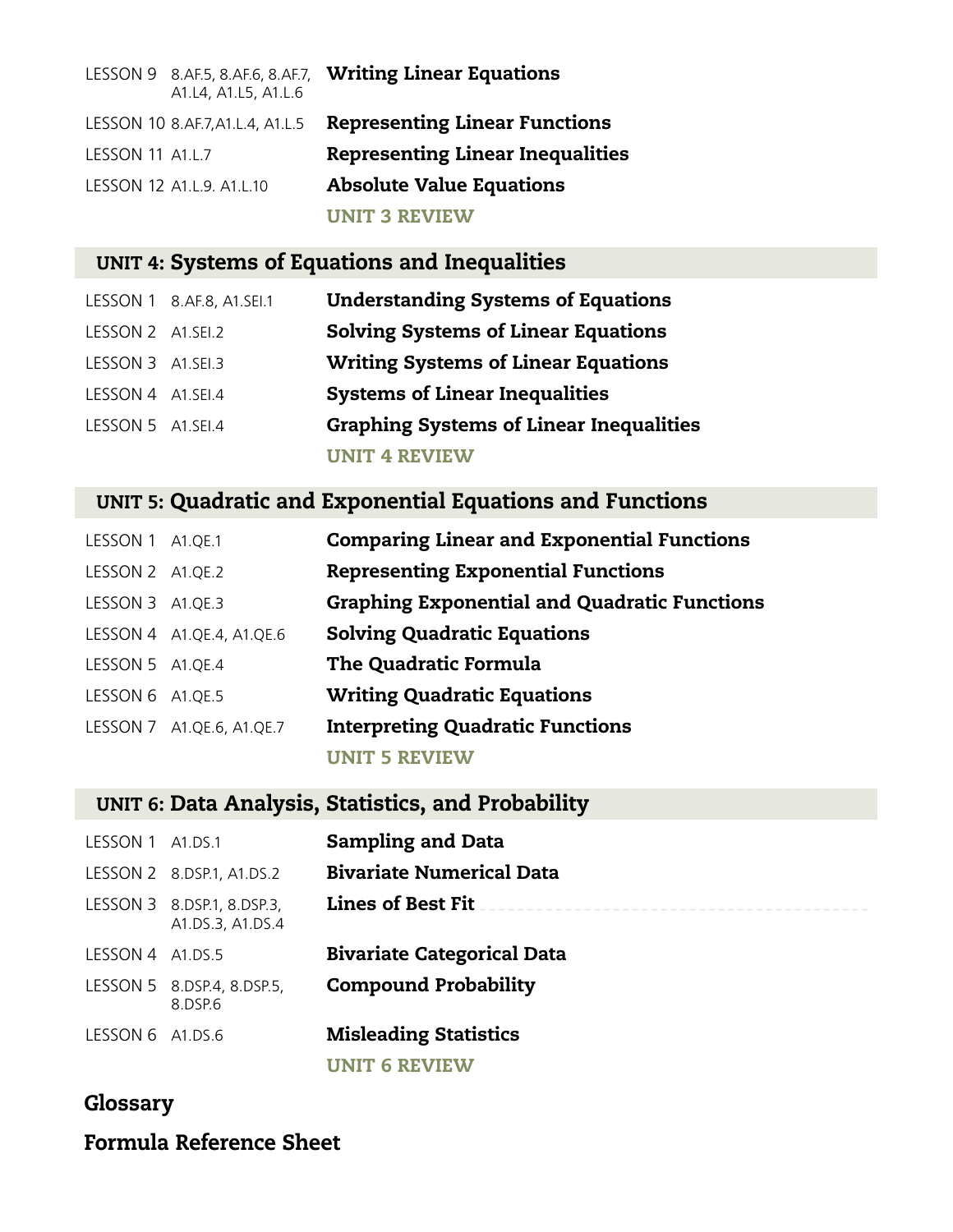| | | |
|---|---|---|
| LESSON 9 | 8.AF.5, 8.AF.6, 8.AF.7, A1.L4, A1.L5, A1.L.6 | **Writing Linear Equations** |
| LESSON 10 | 8.AF.7,A1.L.4, A1.L.5 | **Representing Linear Functions** |
| LESSON 11 | A1.L.7 | **Representing Linear Inequalities** |
| LESSON 12 | A1.L.9. A1.L.10 | **Absolute Value Equations** |
| | | **UNIT 3 REVIEW** |

## UNIT 4: Systems of Equations and Inequalities

| | | |
|---|---|---|
| LESSON 1 | 8.AF.8, A1.SEI.1 | **Understanding Systems of Equations** |
| LESSON 2 | A1.SEI.2 | **Solving Systems of Linear Equations** |
| LESSON 3 | A1.SEI.3 | **Writing Systems of Linear Equations** |
| LESSON 4 | A1.SEI.4 | **Systems of Linear Inequalities** |
| LESSON 5 | A1.SEI.4 | **Graphing Systems of Linear Inequalities** |
| | | **UNIT 4 REVIEW** |

## UNIT 5: Quadratic and Exponential Equations and Functions

| | | |
|---|---|---|
| LESSON 1 | A1.QE.1 | **Comparing Linear and Exponential Functions** |
| LESSON 2 | A1.QE.2 | **Representing Exponential Functions** |
| LESSON 3 | A1.QE.3 | **Graphing Exponential and Quadratic Functions** |
| LESSON 4 | A1.QE.4, A1.QE.6 | **Solving Quadratic Equations** |
| LESSON 5 | A1.QE.4 | **The Quadratic Formula** |
| LESSON 6 | A1.QE.5 | **Writing Quadratic Equations** |
| LESSON 7 | A1.QE.6, A1.QE.7 | **Interpreting Quadratic Functions** |
| | | **UNIT 5 REVIEW** |

## UNIT 6: Data Analysis, Statistics, and Probability

| | | |
|---|---|---|
| LESSON 1 | A1.DS.1 | **Sampling and Data** |
| LESSON 2 | 8.DSP.1, A1.DS.2 | **Bivariate Numerical Data** |
| LESSON 3 | 8.DSP.1, 8.DSP.3, A1.DS.3, A1.DS.4 | **Lines of Best Fit** |
| LESSON 4 | A1.DS.5 | **Bivariate Categorical Data** |
| LESSON 5 | 8.DSP.4, 8.DSP.5, 8.DSP.6 | **Compound Probability** |
| LESSON 6 | A1.DS.6 | **Misleading Statistics** |
| | | **UNIT 6 REVIEW** |

## Glossary

## Formula Reference Sheet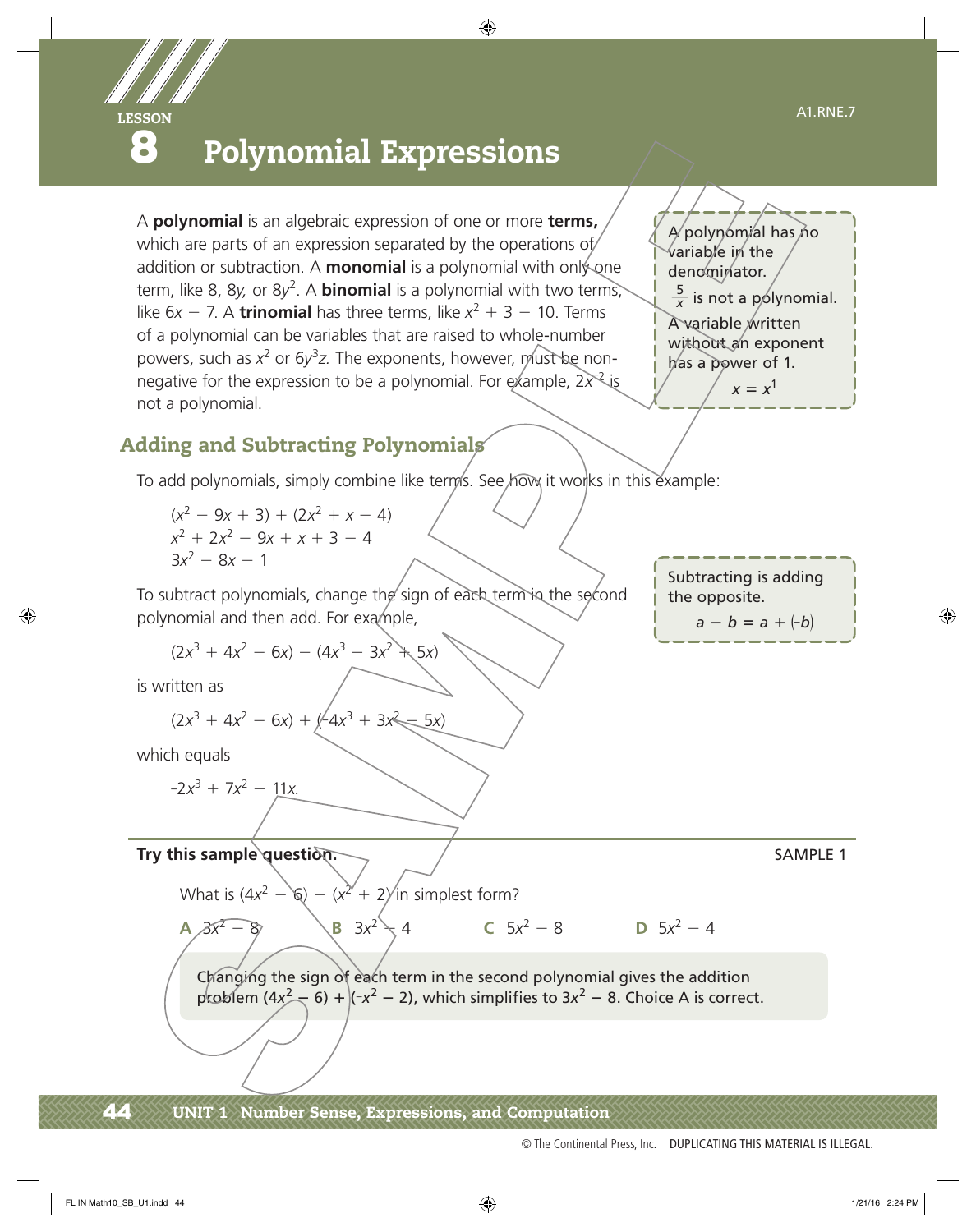LESSON

# 8 Polynomial Expressions

A1.RNE.7

A **polynomial** is an algebraic expression of one or more **terms,** which are parts of an expression separated by the operations of addition or subtraction. A **monomial** is a polynomial with only one term, like 8, 8*y*, or $8y^2$. A **binomial** is a polynomial with two terms, like $6x - 7$. A **trinomial** has three terms, like $x^2 + 3 - 10$. Terms of a polynomial can be variables that are raised to whole-number powers, such as $x^2$ or $6y^3z$. The exponents, however, must be non-negative for the expression to be a polynomial. For example, $2x^{-2}$ is not a polynomial.

> A polynomial has no variable in the denominator.
>
> $\frac{5}{x}$ is not a polynomial.
>
> A variable written without an exponent has a power of 1.
>
> $x = x^1$

## Adding and Subtracting Polynomials

To add polynomials, simply combine like terms. See how it works in this example:

$$(x^2 - 9x + 3) + (2x^2 + x - 4)$$
$$x^2 + 2x^2 - 9x + x + 3 - 4$$
$$3x^2 - 8x - 1$$

To subtract polynomials, change the sign of each term in the second polynomial and then add. For example,

> Subtracting is adding the opposite.
>
> $a - b = a + (^-b)$

$$(2x^3 + 4x^2 - 6x) - (4x^3 - 3x^2 + 5x)$$

is written as

$$(2x^3 + 4x^2 - 6x) + (^-4x^3 + 3x^2 - 5x)$$

which equals

$$^-2x^3 + 7x^2 - 11x.$$

**Try this sample question.** SAMPLE 1

What is $(4x^2 - 6) - (x^2 + 2)$ in simplest form?

**A** $3x^2 - 8$ **B** $3x^2 - 4$ **C** $5x^2 - 8$ **D** $5x^2 - 4$

Changing the sign of each term in the second polynomial gives the addition problem $(4x^2 - 6) + (^-x^2 - 2)$, which simplifies to $3x^2 - 8$. Choice A is correct.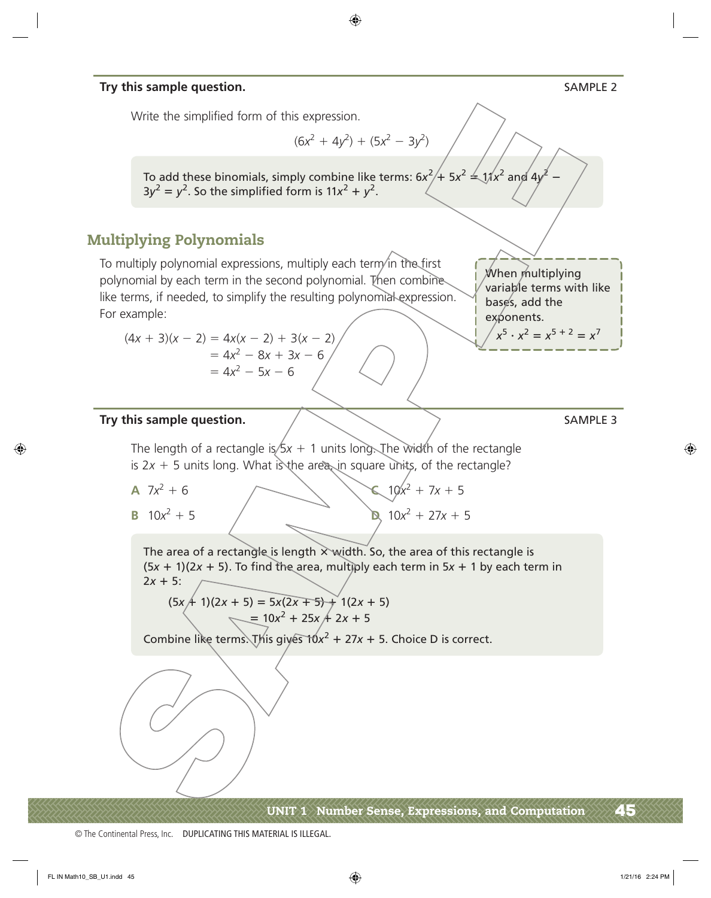**Try this sample question.** SAMPLE 2

Write the simplified form of this expression.

$$(6x^2 + 4y^2) + (5x^2 - 3y^2)$$

To add these binomials, simply combine like terms: $6x^2 + 5x^2 = 11x^2$ and $4y^2 - 3y^2 = y^2$. So the simplified form is $11x^2 + y^2$.

## Multiplying Polynomials

To multiply polynomial expressions, multiply each term in the first polynomial by each term in the second polynomial. Then combine like terms, if needed, to simplify the resulting polynomial expression. For example:

$$\begin{aligned}(4x + 3)(x - 2) &= 4x(x - 2) + 3(x - 2) \\ &= 4x^2 - 8x + 3x - 6 \\ &= 4x^2 - 5x - 6\end{aligned}$$

When multiplying variable terms with like bases, add the exponents.

$$x^5 \cdot x^2 = x^{5+2} = x^7$$

**Try this sample question.** SAMPLE 3

The length of a rectangle is $5x + 1$ units long. The width of the rectangle is $2x + 5$ units long. What is the area, in square units, of the rectangle?

**A** $7x^2 + 6$

**B** $10x^2 + 5$

**C** $10x^2 + 7x + 5$

**D** $10x^2 + 27x + 5$

The area of a rectangle is length × width. So, the area of this rectangle is $(5x + 1)(2x + 5)$. To find the area, multiply each term in $5x + 1$ by each term in $2x + 5$:

$$\begin{aligned}(5x + 1)(2x + 5) &= 5x(2x + 5) + 1(2x + 5) \\ &= 10x^2 + 25x + 2x + 5\end{aligned}$$

Combine like terms. This gives $10x^2 + 27x + 5$. Choice D is correct.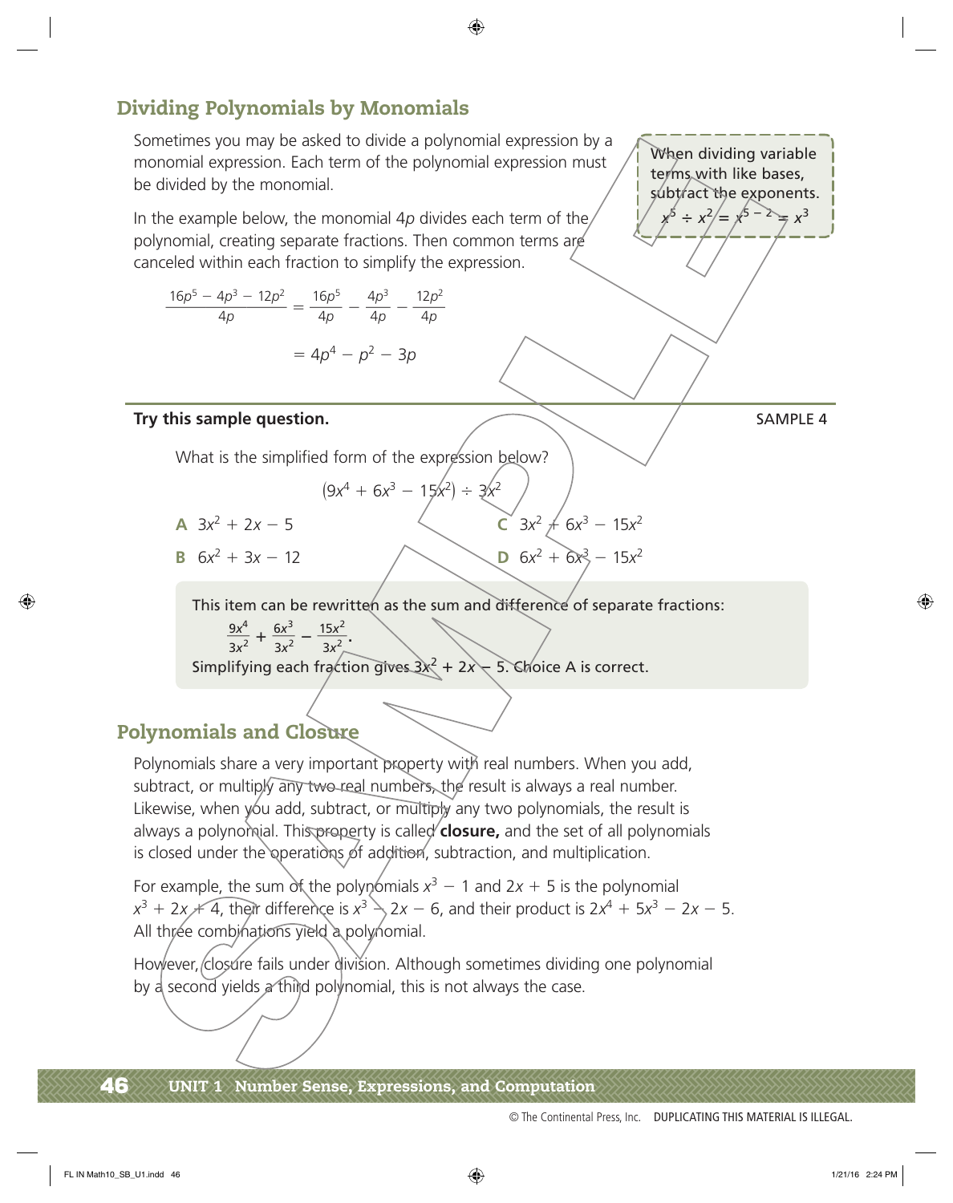## Dividing Polynomials by Monomials

Sometimes you may be asked to divide a polynomial expression by a monomial expression. Each term of the polynomial expression must be divided by the monomial.

When dividing variable terms with like bases, subtract the exponents.
$x^5 \div x^2 = x^{5-2} = x^3$

In the example below, the monomial $4p$ divides each term of the polynomial, creating separate fractions. Then common terms are canceled within each fraction to simplify the expression.

$$\frac{16p^5 - 4p^3 - 12p^2}{4p} = \frac{16p^5}{4p} - \frac{4p^3}{4p} - \frac{12p^2}{4p}$$

$$= 4p^4 - p^2 - 3p$$

**Try this sample question.** SAMPLE 4

What is the simplified form of the expression below?

$$(9x^4 + 6x^3 - 15x^2) \div 3x^2$$

**A** $3x^2 + 2x - 5$

**B** $6x^2 + 3x - 12$

**C** $3x^2 + 6x^3 - 15x^2$

**D** $6x^2 + 6x^3 - 15x^2$

This item can be rewritten as the sum and difference of separate fractions: $\frac{9x^4}{3x^2} + \frac{6x^3}{3x^2} - \frac{15x^2}{3x^2}$.
Simplifying each fraction gives $3x^2 + 2x - 5$. Choice A is correct.

## Polynomials and Closure

Polynomials share a very important property with real numbers. When you add, subtract, or multiply any two real numbers, the result is always a real number. Likewise, when you add, subtract, or multiply any two polynomials, the result is always a polynomial. This property is called **closure,** and the set of all polynomials is closed under the operations of addition, subtraction, and multiplication.

For example, the sum of the polynomials $x^3 - 1$ and $2x + 5$ is the polynomial $x^3 + 2x + 4$, their difference is $x^3 - 2x - 6$, and their product is $2x^4 + 5x^3 - 2x - 5$. All three combinations yield a polynomial.

However, closure fails under division. Although sometimes dividing one polynomial by a second yields a third polynomial, this is not always the case.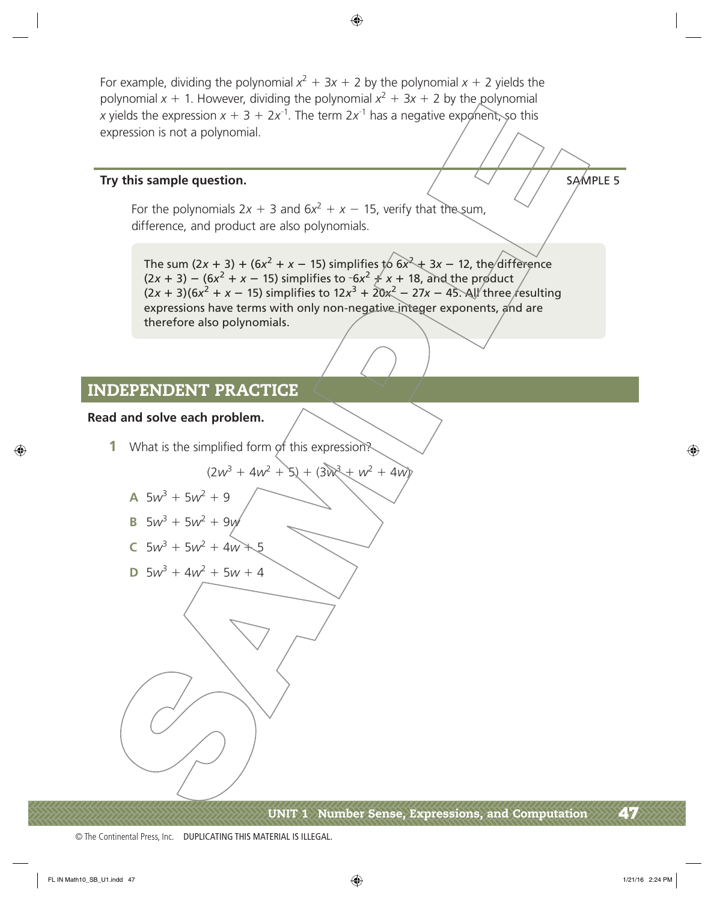For example, dividing the polynomial $x^2 + 3x + 2$ by the polynomial $x + 2$ yields the polynomial $x + 1$. However, dividing the polynomial $x^2 + 3x + 2$ by the polynomial $x$ yields the expression $x + 3 + 2x^{-1}$. The term $2x^{-1}$ has a negative exponent, so this expression is not a polynomial.

**Try this sample question.** SAMPLE 5

For the polynomials $2x + 3$ and $6x^2 + x - 15$, verify that the sum, difference, and product are also polynomials.

> The sum $(2x + 3) + (6x^2 + x - 15)$ simplifies to $6x^2 + 3x - 12$, the difference $(2x + 3) - (6x^2 + x - 15)$ simplifies to $^-6x^2 + x + 18$, and the product $(2x + 3)(6x^2 + x - 15)$ simplifies to $12x^3 + 20x^2 - 27x - 45$. All three resulting expressions have terms with only non-negative integer exponents, and are therefore also polynomials.

## INDEPENDENT PRACTICE

**Read and solve each problem.**

**1** What is the simplified form of this expression?

$$(2w^3 + 4w^2 + 5) + (3w^3 + w^2 + 4w)$$

**A** $5w^3 + 5w^2 + 9$

**B** $5w^3 + 5w^2 + 9w$

**C** $5w^3 + 5w^2 + 4w + 5$

**D** $5w^3 + 4w^2 + 5w + 4$

© The Continental Press, Inc. DUPLICATING THIS MATERIAL IS ILLEGAL.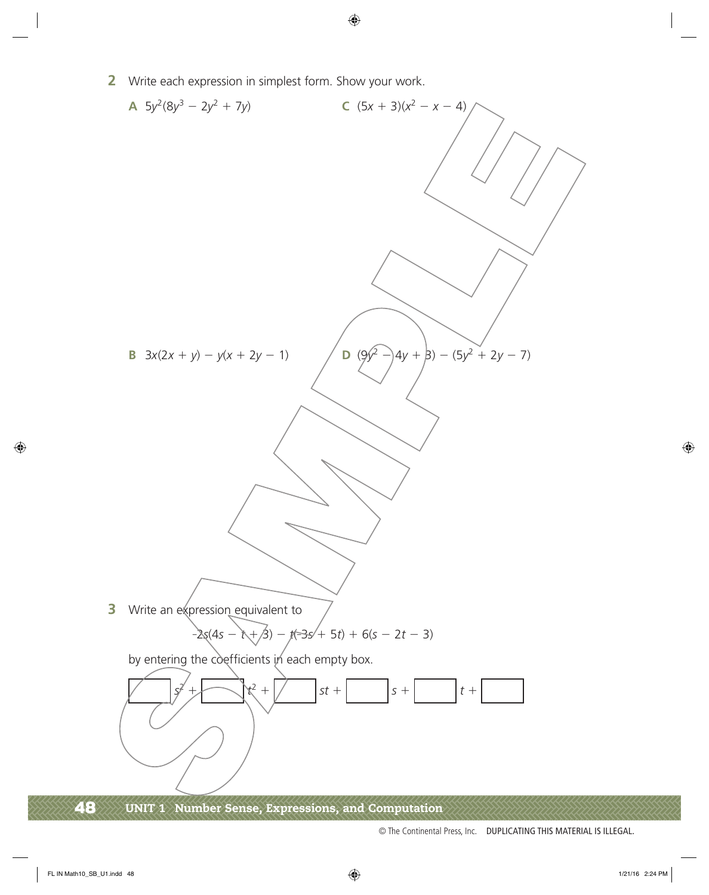**2** Write each expression in simplest form. Show your work.

**A** $5y^2(8y^3 - 2y^2 + 7y)$

**B** $3x(2x + y) - y(x + 2y - 1)$

**C** $(5x + 3)(x^2 - x - 4)$

**D** $(9y^2 - 4y + 3) - (5y^2 + 2y - 7)$

**3** Write an expression equivalent to

$$-2s(4s - t + 3) - t(-3s + 5t) + 6(s - 2t - 3)$$

by entering the coefficients in each empty box.

$\square\, s^2 + \square\, t^2 + \square\, st + \square\, s + \square\, t + \square$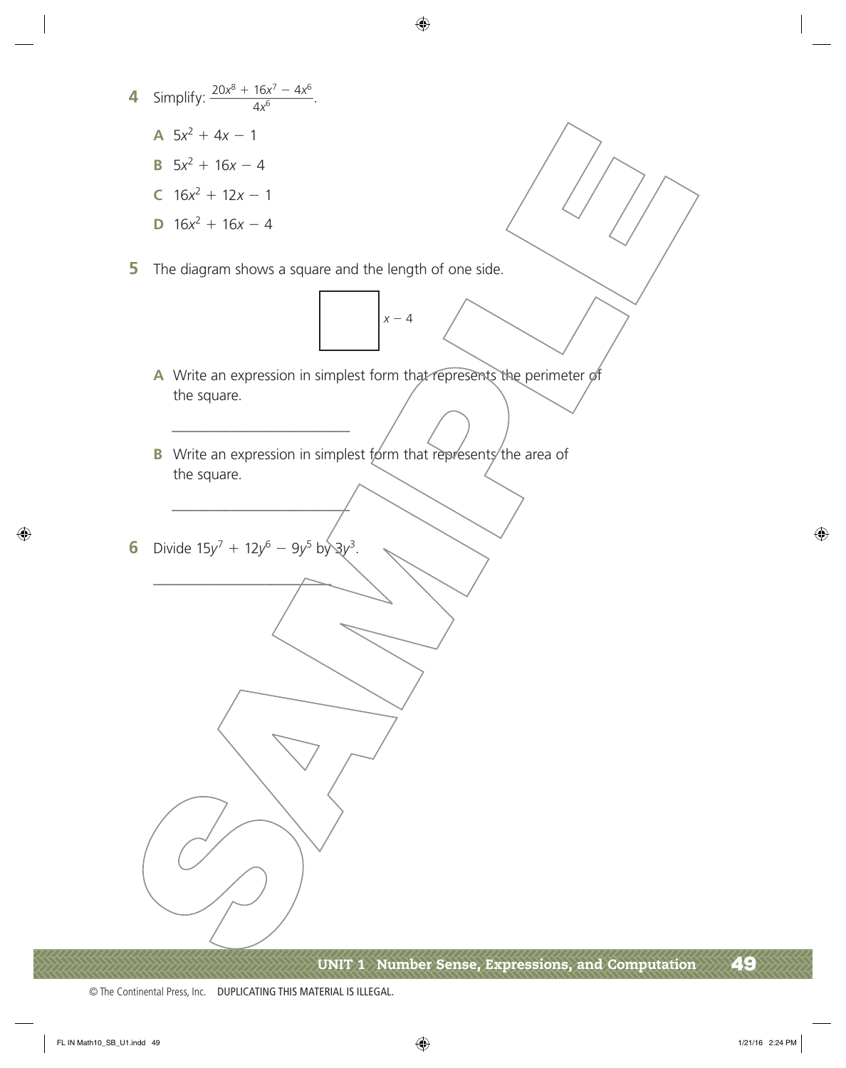**4** Simplify: $\frac{20x^8 + 16x^7 - 4x^6}{4x^6}$.

**A** $5x^2 + 4x - 1$

**B** $5x^2 + 16x - 4$

**C** $16x^2 + 12x - 1$

**D** $16x^2 + 16x - 4$

**5** The diagram shows a square and the length of one side.

$x - 4$

**A** Write an expression in simplest form that represents the perimeter of the square.

______________________

**B** Write an expression in simplest form that represents the area of the square.

______________________

**6** Divide $15y^7 + 12y^6 - 9y^5$ by $3y^3$.

______________________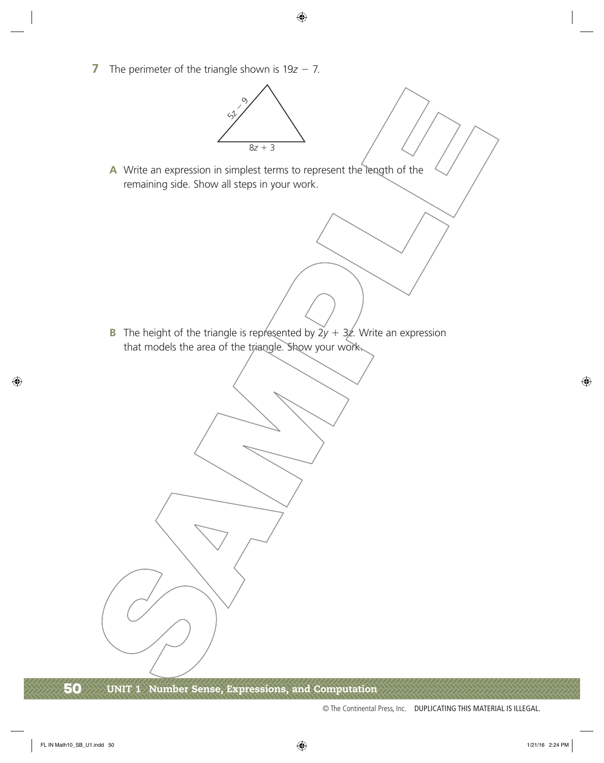**7** The perimeter of the triangle shown is $19z - 7$.

$5z - 9$

$8z + 3$

**A** Write an expression in simplest terms to represent the length of the remaining side. Show all steps in your work.

**B** The height of the triangle is represented by $2y + 3z$. Write an expression that models the area of the triangle. Show your work.